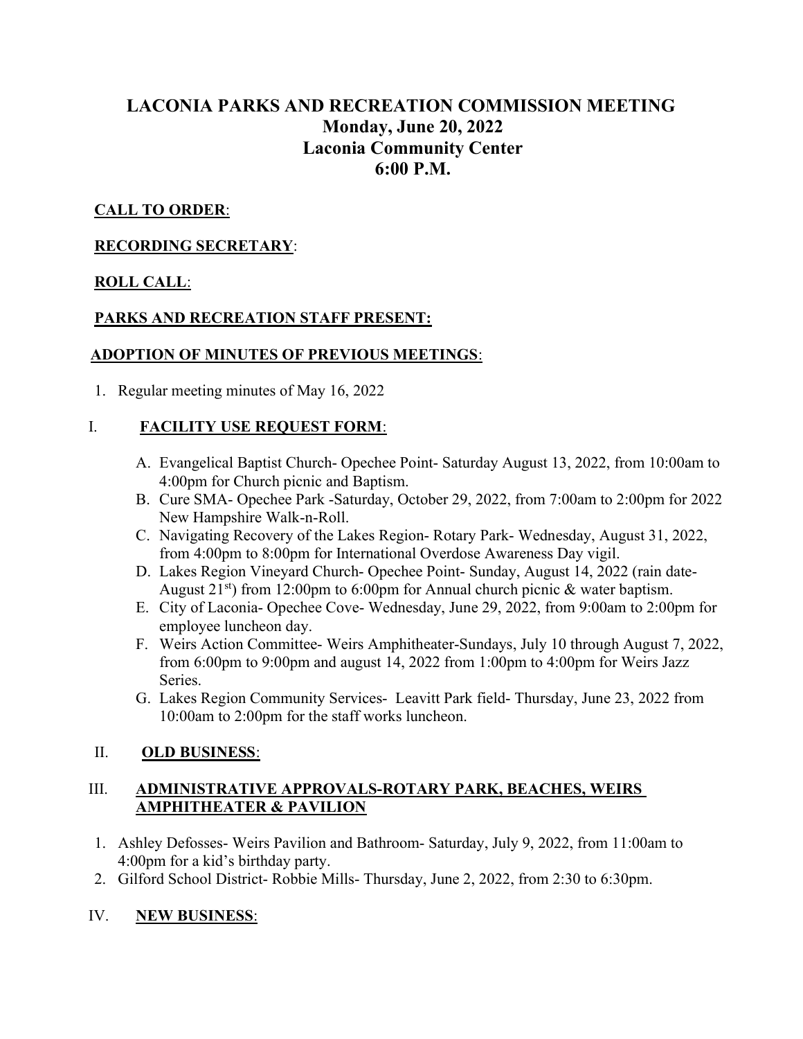# LACONIA PARKS AND RECREATION COMMISSION MEETING
## Monday, June 20, 2022
## Laconia Community Center
## 6:00 P.M.

**CALL TO ORDER**:

**RECORDING SECRETARY**:

**ROLL CALL**:

**PARKS AND RECREATION STAFF PRESENT:**

**ADOPTION OF MINUTES OF PREVIOUS MEETINGS**:

1. Regular meeting minutes of May 16, 2022

## I. FACILITY USE REQUEST FORM:

A. Evangelical Baptist Church- Opechee Point- Saturday August 13, 2022, from 10:00am to 4:00pm for Church picnic and Baptism.

B. Cure SMA- Opechee Park -Saturday, October 29, 2022, from 7:00am to 2:00pm for 2022 New Hampshire Walk-n-Roll.

C. Navigating Recovery of the Lakes Region- Rotary Park- Wednesday, August 31, 2022, from 4:00pm to 8:00pm for International Overdose Awareness Day vigil.

D. Lakes Region Vineyard Church- Opechee Point- Sunday, August 14, 2022 (rain date- August 21st) from 12:00pm to 6:00pm for Annual church picnic & water baptism.

E. City of Laconia- Opechee Cove- Wednesday, June 29, 2022, from 9:00am to 2:00pm for employee luncheon day.

F. Weirs Action Committee- Weirs Amphitheater-Sundays, July 10 through August 7, 2022, from 6:00pm to 9:00pm and august 14, 2022 from 1:00pm to 4:00pm for Weirs Jazz Series.

G. Lakes Region Community Services- Leavitt Park field- Thursday, June 23, 2022 from 10:00am to 2:00pm for the staff works luncheon.

## II. OLD BUSINESS:

## III. ADMINISTRATIVE APPROVALS-ROTARY PARK, BEACHES, WEIRS AMPHITHEATER & PAVILION

1. Ashley Defosses- Weirs Pavilion and Bathroom- Saturday, July 9, 2022, from 11:00am to 4:00pm for a kid's birthday party.
2. Gilford School District- Robbie Mills- Thursday, June 2, 2022, from 2:30 to 6:30pm.

## IV. NEW BUSINESS: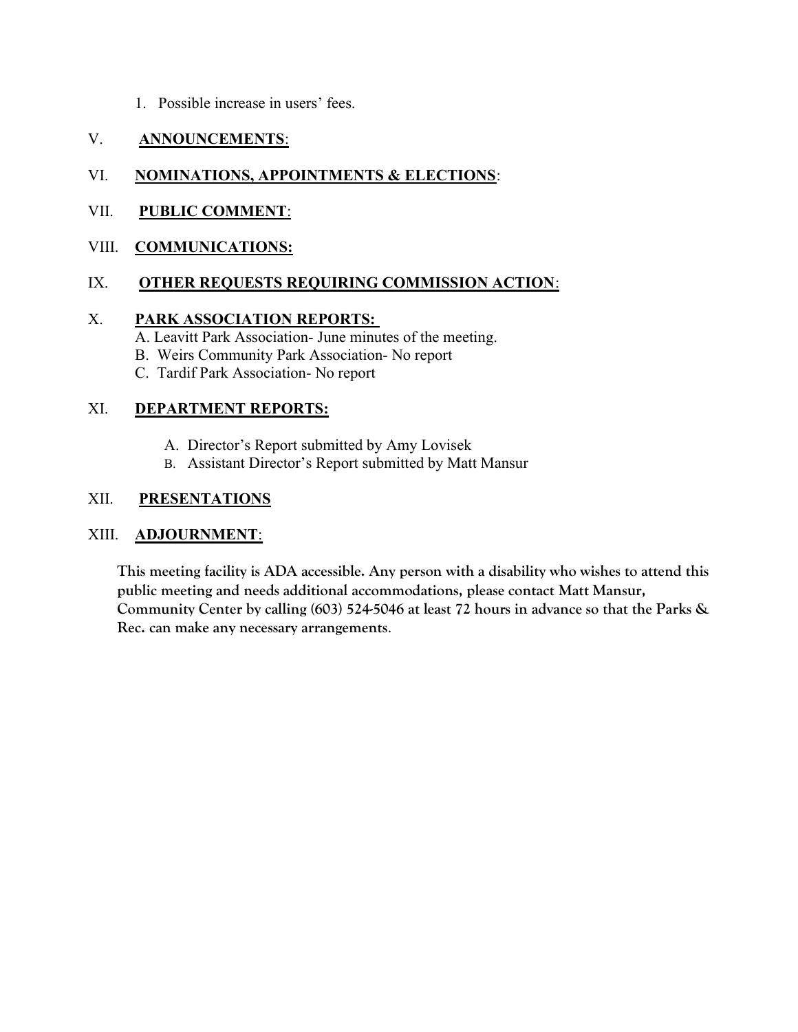1. Possible increase in users' fees.

V. **ANNOUNCEMENTS**:

VI. **NOMINATIONS, APPOINTMENTS & ELECTIONS**:

VII. **PUBLIC COMMENT**:

VIII. **COMMUNICATIONS:**

IX. **OTHER REQUESTS REQUIRING COMMISSION ACTION**:

X. **PARK ASSOCIATION REPORTS:**

A. Leavitt Park Association- June minutes of the meeting.
B. Weirs Community Park Association- No report
C. Tardif Park Association- No report

XI. **DEPARTMENT REPORTS:**

A. Director's Report submitted by Amy Lovisek
B. Assistant Director's Report submitted by Matt Mansur

XII. **PRESENTATIONS**

XIII. **ADJOURNMENT**:

**This meeting facility is ADA accessible. Any person with a disability who wishes to attend this public meeting and needs additional accommodations, please contact Matt Mansur, Community Center by calling (603) 524-5046 at least 72 hours in advance so that the Parks & Rec. can make any necessary arrangements**.